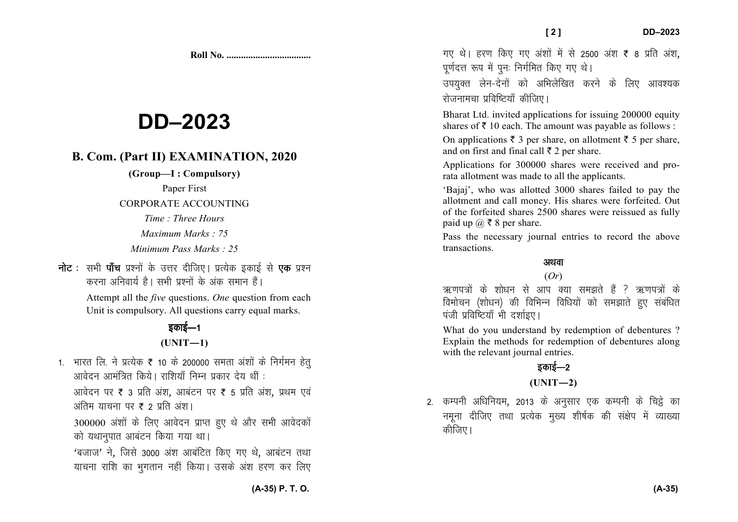Roll No. ..................................

# DD–2023

## B. Com. (Part II) EXAMINATION, 2020

**(Group—I : Compulsory)**

Paper First

CORPORATE ACCOUNTING

*Time : Three Hours*

*Maximum Marks : 75*

*Minimum Pass Marks : 25*

**नोट :** सभी **पाँच** प्रश्नों के उत्तर दीजिए। प्रत्येक इकाई से **एक** प्रश्न करना अनिवार्य है। सभी प्रश्नों के अंक समान हैं।

Attempt all the *five* questions. *One* question from each Unit is compulsory. All questions carry equal marks.

### इकाई—1

### (UNIT—1)

1. भारत लि. ने प्रत्येक ₹ 10 के 200000 समता अंशों के निर्गमन हेतु आवेदन आमंत्रित किये। राशियाँ निम्न प्रकार देय थीं :

आवेदन पर ₹ 3 प्रति अंश, आबंटन पर ₹ 5 प्रति अंश, प्रथम एवं अंतिम याचना पर ₹ 2 प्रति अंश।

300000 अंशों के लिए आवेदन प्राप्त हुए थे और सभी आवेदकों को यथानुपात आबंटन किया गया था।

'बजाज' ने, जिसे 3000 अंश आबंटित किए गए थे, आबंटन तथा याचना राशि का भुगतान नहीं किया। उसके अंश हरण कर लिए गए थे। हरण किए गए अंशों में से 2500 अंश ₹ 8 प्रति अंश, पूर्णदत्त रूप में पुनः निर्गमित किए गए थे।

उपयुक्त लेन-देनों को अभिलेखित करने के लिए आवश्यक रोजनामचा प्रविष्टियाँ कीजिए।

Bharat Ltd. invited applications for issuing 200000 equity shares of ₹ 10 each. The amount was payable as follows :

On applications ₹ 3 per share, on allotment ₹ 5 per share, and on first and final call ₹ 2 per share.

Applications for 300000 shares were received and pro-rata allotment was made to all the applicants.

'Bajaj', who was allotted 3000 shares failed to pay the allotment and call money. His shares were forfeited. Out of the forfeited shares 2500 shares were reissued as fully paid up @ ₹ 8 per share.

Pass the necessary journal entries to record the above transactions.

**अथवा**

(*Or*)

ऋणपत्रों के शोधन से आप क्या समझते हैं ? ऋणपत्रों के विमोचन (शोधन) की विभिन्न विधियों को समझाते हुए संबंधित पंजी प्रविष्टियाँ भी दर्शाइए।

What do you understand by redemption of debentures ? Explain the methods for redemption of debentures along with the relevant journal entries.

### इकाई—2

### (UNIT—2)

2. कम्पनी अधिनियम, 2013 के अनुसार एक कम्पनी के चिट्ठे का नमूना दीजिए तथा प्रत्येक मुख्य शीर्षक की संक्षेप में व्याख्या कीजिए।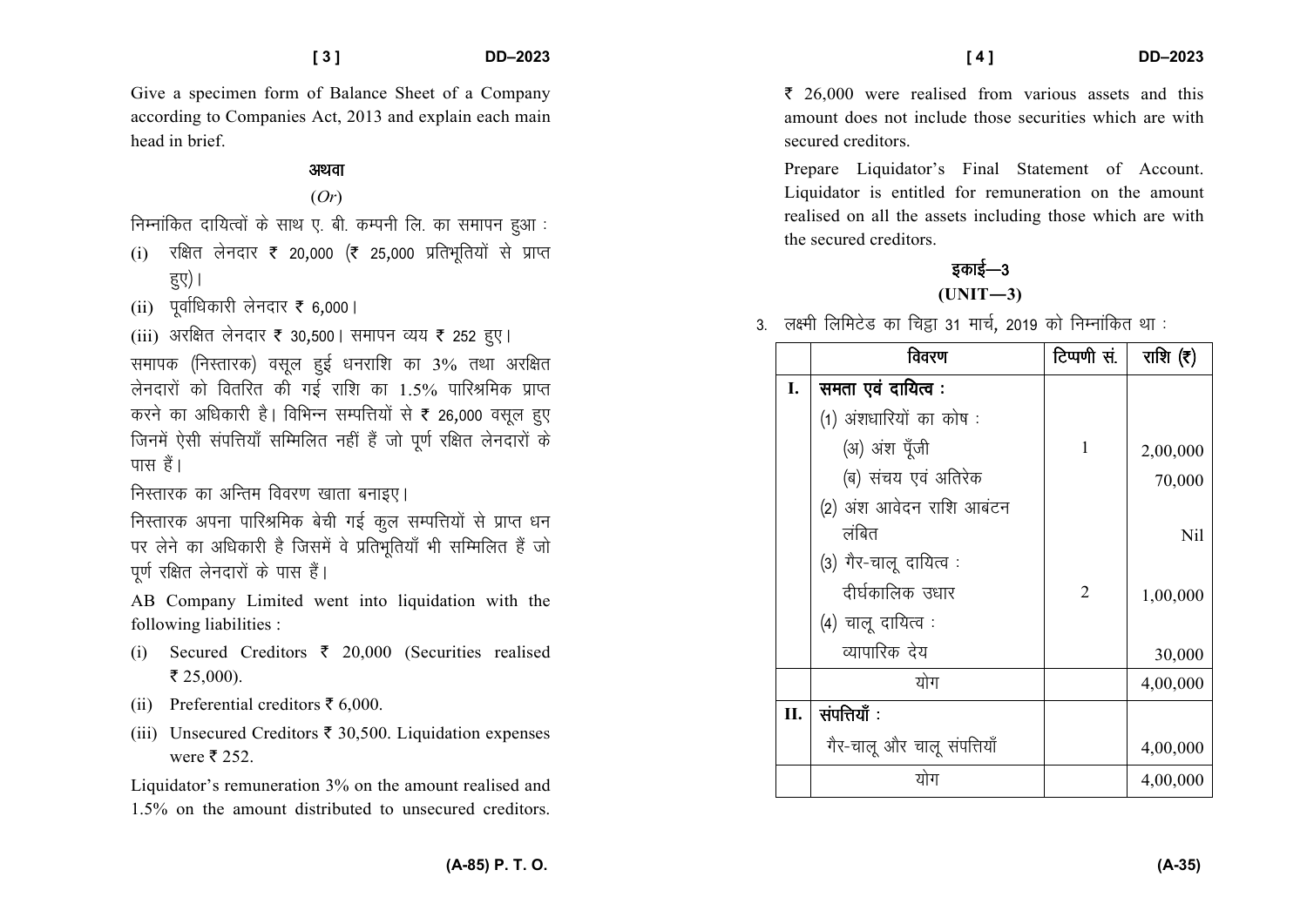Give a specimen form of Balance Sheet of a Company according to Companies Act, 2013 and explain each main head in brief.

अथवा

(*Or*)

निम्नांकित दायित्वों के साथ ए. बी. कम्पनी लि. का समापन हुआ :

(i) रक्षित लेनदार ₹ 20,000 (₹ 25,000 प्रतिभूतियों से प्राप्त हुए)।

(ii) पूर्वाधिकारी लेनदार ₹ 6,000।

(iii) अरक्षित लेनदार ₹ 30,500। समापन व्यय ₹ 252 हुए।

समापक (निस्तारक) वसूल हुई धनराशि का 3% तथा अरक्षित लेनदारों को वितरित की गई राशि का 1.5% पारिश्रमिक प्राप्त करने का अधिकारी है। विभिन्न सम्पत्तियों से ₹ 26,000 वसूल हुए जिनमें ऐसी संपत्तियाँ सम्मिलित नहीं हैं जो पूर्ण रक्षित लेनदारों के पास हैं।

निस्तारक का अन्तिम विवरण खाता बनाइए।

निस्तारक अपना पारिश्रमिक बेची गई कुल सम्पत्तियों से प्राप्त धन पर लेने का अधिकारी है जिसमें वे प्रतिभूतियाँ भी सम्मिलित हैं जो पूर्ण रक्षित लेनदारों के पास हैं।

AB Company Limited went into liquidation with the following liabilities :

(i) Secured Creditors ₹ 20,000 (Securities realised ₹ 25,000).

(ii) Preferential creditors ₹ 6,000.

(iii) Unsecured Creditors ₹ 30,500. Liquidation expenses were ₹ 252.

Liquidator's remuneration 3% on the amount realised and 1.5% on the amount distributed to unsecured creditors. ₹ 26,000 were realised from various assets and this amount does not include those securities which are with secured creditors.

Prepare Liquidator's Final Statement of Account. Liquidator is entitled for remuneration on the amount realised on all the assets including those which are with the secured creditors.

## इकाई—3
## (UNIT—3)

3. लक्ष्मी लिमिटेड का चिट्ठा 31 मार्च, 2019 को निम्नांकित था :

| | विवरण | टिप्पणी सं. | राशि (₹) |
|---|---|---|---|
| **I.** | **समता एवं दायित्व :** | | |
| | (1) अंशधारियों का कोष : | | |
| | (अ) अंश पूँजी | 1 | 2,00,000 |
| | (ब) संचय एवं अतिरेक | | 70,000 |
| | (2) अंश आवेदन राशि आबंटन लंबित | | Nil |
| | (3) गैर-चालू दायित्व : | | |
| | दीर्घकालिक उधार | 2 | 1,00,000 |
| | (4) चालू दायित्व : | | |
| | व्यापारिक देय | | 30,000 |
| | योग | | 4,00,000 |
| **II.** | **संपत्तियाँ :** | | |
| | गैर-चालू और चालू संपत्तियाँ | | 4,00,000 |
| | योग | | 4,00,000 |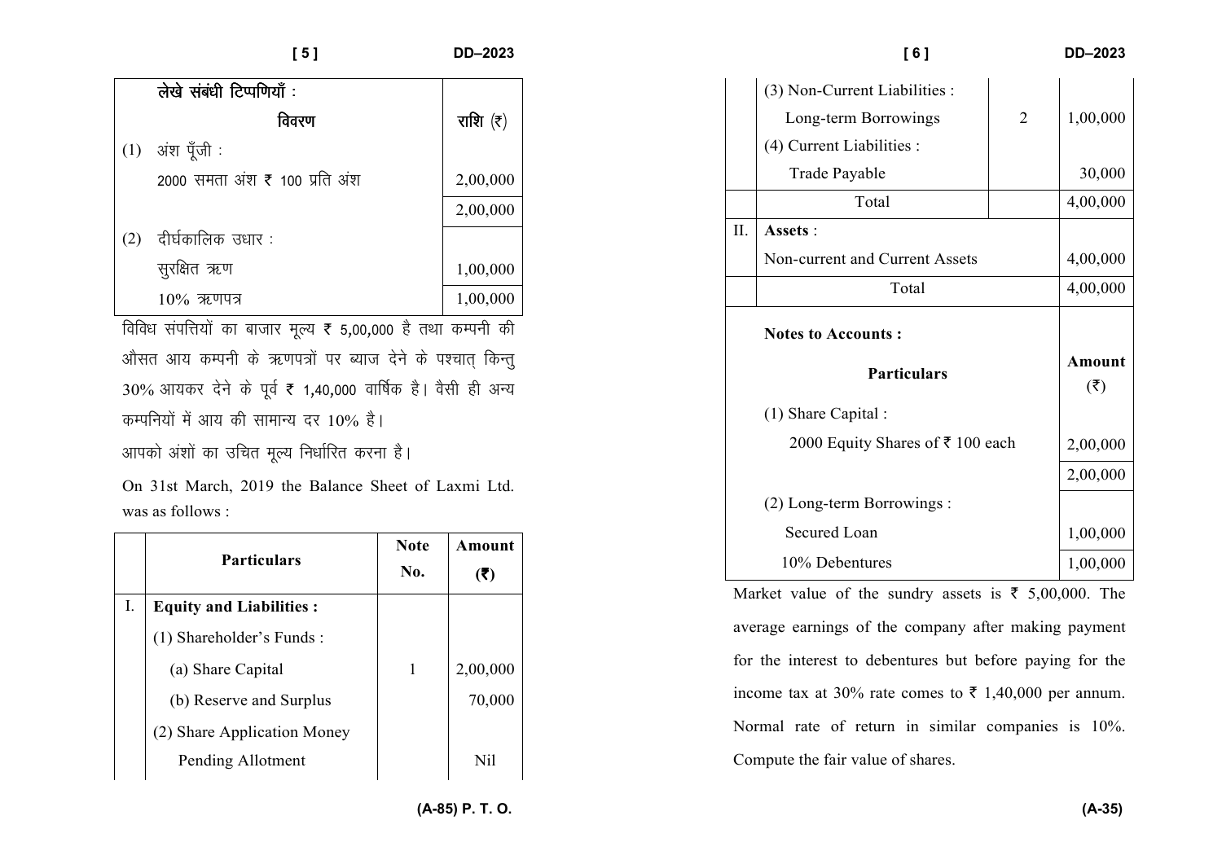लेखे संबंधी टिप्पणियाँ :

| विवरण | राशि (₹) |
|---|---|
| (1) अंश पूँजी : | |
| 2000 समता अंश ₹ 100 प्रति अंश | 2,00,000 |
| | 2,00,000 |
| (2) दीर्घकालिक उधार : | |
| सुरक्षित ऋण | 1,00,000 |
| 10% ऋणपत्र | 1,00,000 |

विविध संपत्तियों का बाजार मूल्य ₹ 5,00,000 है तथा कम्पनी की औसत आय कम्पनी के ऋणपत्रों पर ब्याज देने के पश्चात् किन्तु 30% आयकर देने के पूर्व ₹ 1,40,000 वार्षिक है। वैसी ही अन्य कम्पनियों में आय की सामान्य दर 10% है।

आपको अंशों का उचित मूल्य निर्धारित करना है।

On 31st March, 2019 the Balance Sheet of Laxmi Ltd. was as follows :

| | Particulars | Note No. | Amount (₹) |
|---|---|---|---|
| I. | **Equity and Liabilities :** | | |
| | (1) Shareholder's Funds : | | |
| | (a) Share Capital | 1 | 2,00,000 |
| | (b) Reserve and Surplus | | 70,000 |
| | (2) Share Application Money Pending Allotment | | Nil |
| | (3) Non-Current Liabilities : | | |
| | Long-term Borrowings | 2 | 1,00,000 |
| | (4) Current Liabilities : | | |
| | Trade Payable | | 30,000 |
| | Total | | 4,00,000 |
| II. | **Assets** : | | |
| | Non-current and Current Assets | | 4,00,000 |
| | Total | | 4,00,000 |

**Notes to Accounts :**

| Particulars | Amount (₹) |
|---|---|
| (1) Share Capital : | |
| 2000 Equity Shares of ₹ 100 each | 2,00,000 |
| | 2,00,000 |
| (2) Long-term Borrowings : | |
| Secured Loan | 1,00,000 |
| 10% Debentures | 1,00,000 |

Market value of the sundry assets is ₹ 5,00,000. The average earnings of the company after making payment for the interest to debentures but before paying for the income tax at 30% rate comes to ₹ 1,40,000 per annum. Normal rate of return in similar companies is 10%. Compute the fair value of shares.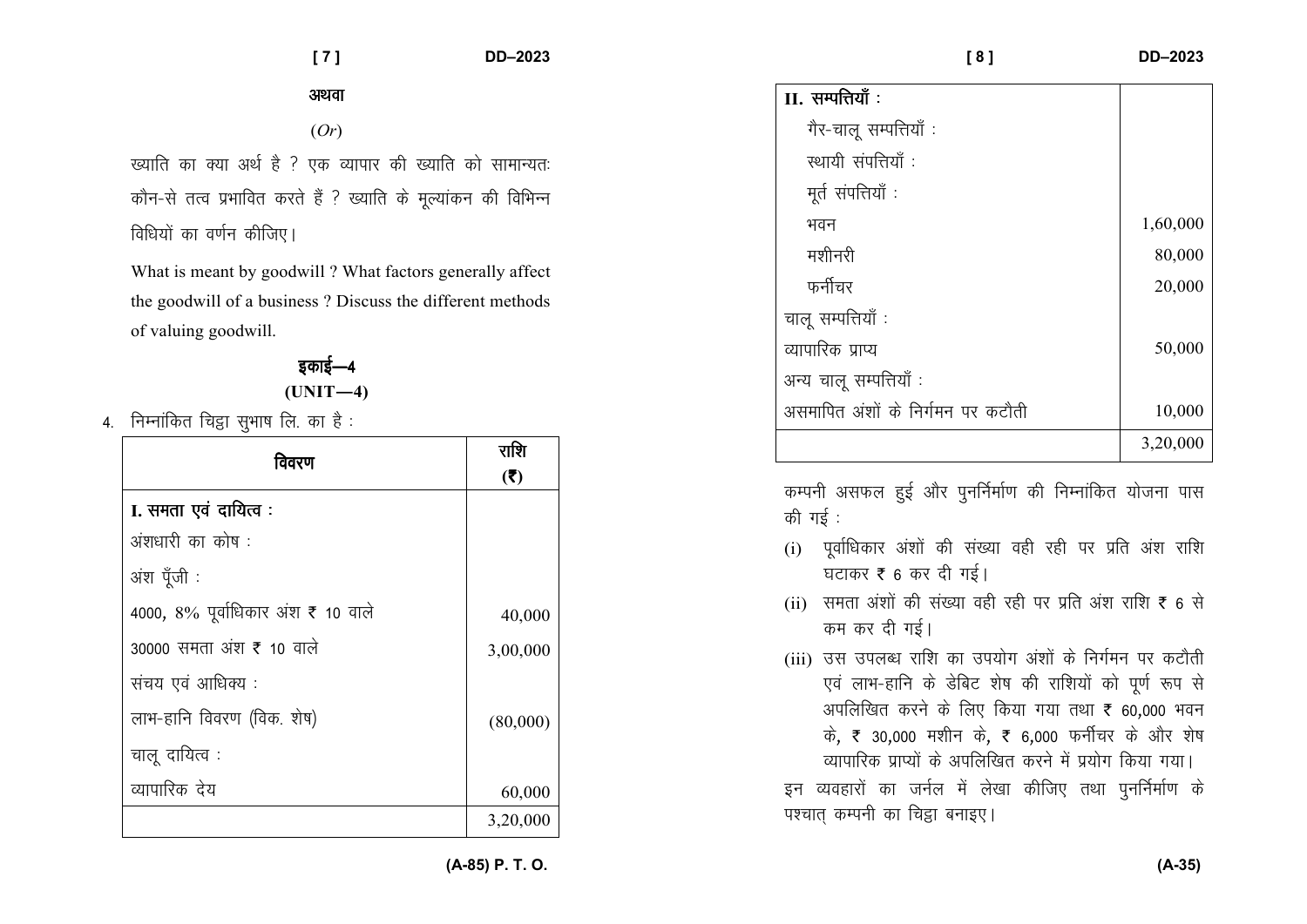अथवा

(*Or*)

ख्याति का क्या अर्थ है ? एक व्यापार की ख्याति को सामान्यतः कौन-से तत्व प्रभावित करते हैं ? ख्याति के मूल्यांकन की विभिन्न विधियों का वर्णन कीजिए।

What is meant by goodwill ? What factors generally affect the goodwill of a business ? Discuss the different methods of valuing goodwill.

## इकाई—4

## (UNIT—4)

4. निम्नांकित चिट्ठा सुभाष लि. का है :

| विवरण | राशि (₹) |
|---|---|
| **I. समता एवं दायित्व :** | |
| अंशधारी का कोष : | |
| अंश पूँजी : | |
| 4000, 8% पूर्वाधिकार अंश ₹ 10 वाले | 40,000 |
| 30000 समता अंश ₹ 10 वाले | 3,00,000 |
| संचय एवं आधिक्य : | |
| लाभ-हानि विवरण (विक. शेष) | (80,000) |
| चालू दायित्व : | |
| व्यापारिक देय | 60,000 |
| | 3,20,000 |
| **II. सम्पत्तियाँ :** | |
| गैर-चालू सम्पत्तियाँ : | |
| स्थायी संपत्तियाँ : | |
| मूर्त संपत्तियाँ : | |
| भवन | 1,60,000 |
| मशीनरी | 80,000 |
| फर्नीचर | 20,000 |
| चालू सम्पत्तियाँ : | |
| व्यापारिक प्राप्य | 50,000 |
| अन्य चालू सम्पत्तियाँ : | |
| असमापित अंशों के निर्गमन पर कटौती | 10,000 |
| | 3,20,000 |

कम्पनी असफल हुई और पुनर्निर्माण की निम्नांकित योजना पास की गई :

(i) पूर्वाधिकार अंशों की संख्या वही रही पर प्रति अंश राशि घटाकर ₹ 6 कर दी गई।

(ii) समता अंशों की संख्या वही रही पर प्रति अंश राशि ₹ 6 से कम कर दी गई।

(iii) उस उपलब्ध राशि का उपयोग अंशों के निर्गमन पर कटौती एवं लाभ-हानि के डेबिट शेष की राशियों को पूर्ण रूप से अपलिखित करने के लिए किया गया तथा ₹ 60,000 भवन के, ₹ 30,000 मशीन के, ₹ 6,000 फर्नीचर के और शेष व्यापारिक प्राप्यों के अपलिखित करने में प्रयोग किया गया।

इन व्यवहारों का जर्नल में लेखा कीजिए तथा पुनर्निर्माण के पश्चात् कम्पनी का चिट्ठा बनाइए।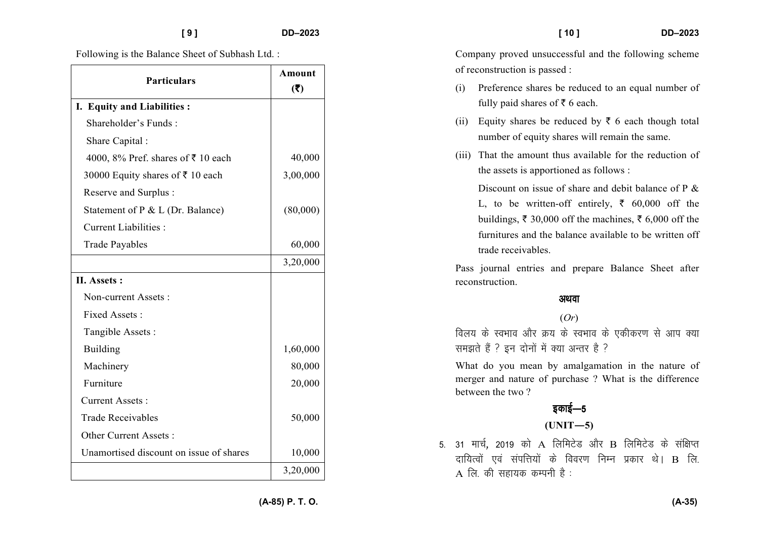Following is the Balance Sheet of Subhash Ltd. :

| Particulars | Amount (₹) |
|---|---|
| **I. Equity and Liabilities :** | |
| Shareholder's Funds : | |
| Share Capital : | |
| 4000, 8% Pref. shares of ₹ 10 each | 40,000 |
| 30000 Equity shares of ₹ 10 each | 3,00,000 |
| Reserve and Surplus : | |
| Statement of P & L (Dr. Balance) | (80,000) |
| Current Liabilities : | |
| Trade Payables | 60,000 |
| | 3,20,000 |
| **II. Assets :** | |
| Non-current Assets : | |
| Fixed Assets : | |
| Tangible Assets : | |
| Building | 1,60,000 |
| Machinery | 80,000 |
| Furniture | 20,000 |
| Current Assets : | |
| Trade Receivables | 50,000 |
| Other Current Assets : | |
| Unamortised discount on issue of shares | 10,000 |
| | 3,20,000 |

Company proved unsuccessful and the following scheme of reconstruction is passed :

(i) Preference shares be reduced to an equal number of fully paid shares of ₹ 6 each.

(ii) Equity shares be reduced by ₹ 6 each though total number of equity shares will remain the same.

(iii) That the amount thus available for the reduction of the assets is apportioned as follows :

Discount on issue of share and debit balance of P & L, to be written-off entirely, ₹ 60,000 off the buildings, ₹ 30,000 off the machines, ₹ 6,000 off the furnitures and the balance available to be written off trade receivables.

Pass journal entries and prepare Balance Sheet after reconstruction.

**अथवा**

(*Or*)

विलय के स्वभाव और क्रय के स्वभाव के एकीकरण से आप क्या समझते हैं ? इन दोनों में क्या अन्तर है ?

What do you mean by amalgamation in the nature of merger and nature of purchase ? What is the difference between the two ?

## इकाई—5

## (UNIT—5)

5. 31 मार्च, 2019 को A लिमिटेड और B लिमिटेड के संक्षिप्त दायित्वों एवं संपत्तियों के विवरण निम्न प्रकार थे। B लि. A लि. की सहायक कम्पनी है :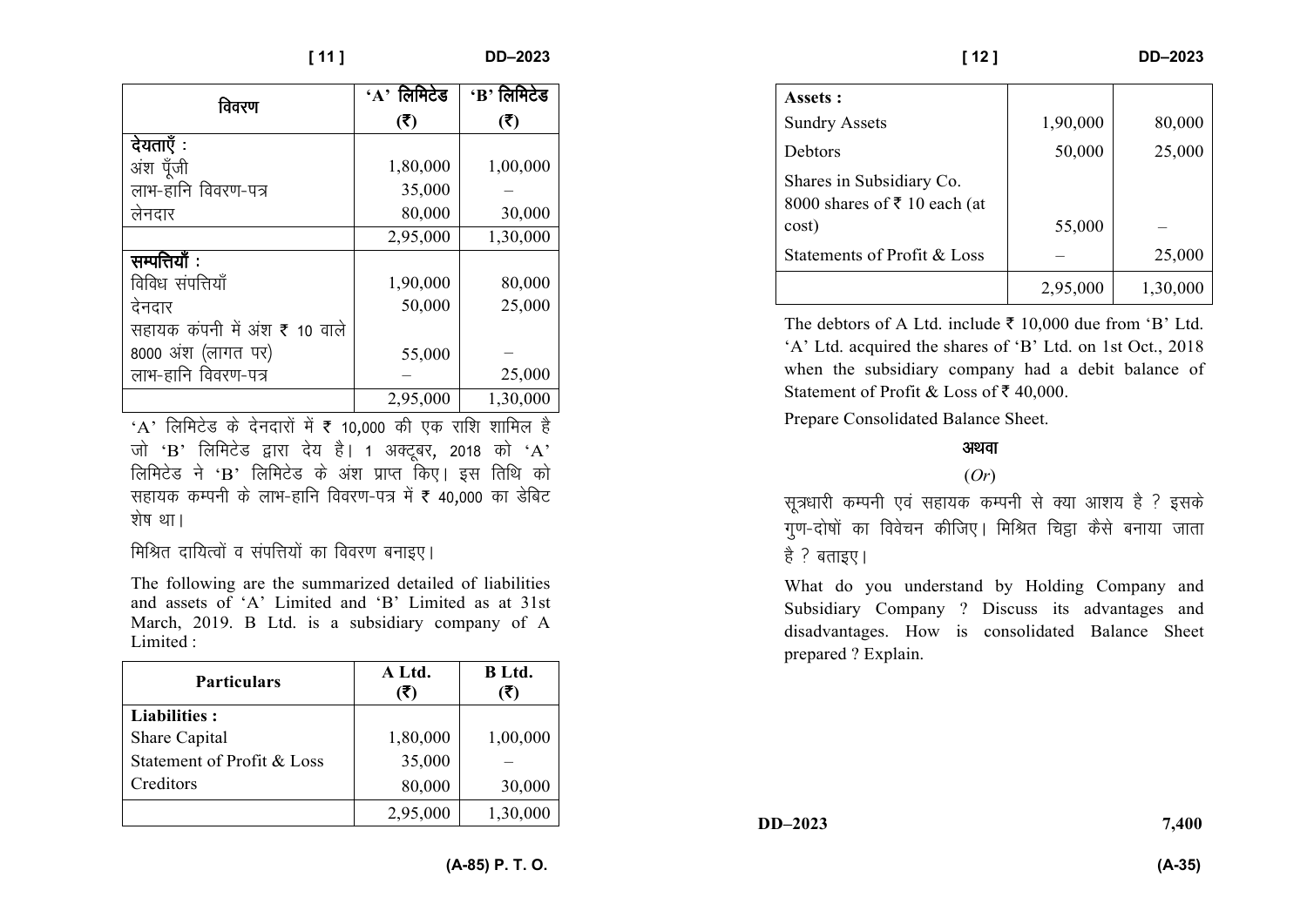| विवरण | 'A' लिमिटेड (₹) | 'B' लिमिटेड (₹) |
|---|---|---|
| **देयताएँ :** | | |
| अंश पूँजी | 1,80,000 | 1,00,000 |
| लाभ-हानि विवरण-पत्र | 35,000 | – |
| लेनदार | 80,000 | 30,000 |
| | 2,95,000 | 1,30,000 |
| **सम्पत्तियाँ :** | | |
| विविध संपत्तियाँ | 1,90,000 | 80,000 |
| देनदार | 50,000 | 25,000 |
| सहायक कंपनी में अंश ₹ 10 वाले 8000 अंश (लागत पर) | 55,000 | – |
| लाभ-हानि विवरण-पत्र | – | 25,000 |
| | 2,95,000 | 1,30,000 |

'A' लिमिटेड के देनदारों में ₹ 10,000 की एक राशि शामिल है जो 'B' लिमिटेड द्वारा देय है। 1 अक्टूबर, 2018 को 'A' लिमिटेड ने 'B' लिमिटेड के अंश प्राप्त किए। इस तिथि को सहायक कम्पनी के लाभ-हानि विवरण-पत्र में ₹ 40,000 का डेबिट शेष था।

मिश्रित दायित्वों व संपत्तियों का विवरण बनाइए।

The following are the summarized detailed of liabilities and assets of 'A' Limited and 'B' Limited as at 31st March, 2019. B Ltd. is a subsidiary company of A Limited :

| Particulars | A Ltd. (₹) | B Ltd. (₹) |
|---|---|---|
| **Liabilities :** | | |
| Share Capital | 1,80,000 | 1,00,000 |
| Statement of Profit & Loss | 35,000 | – |
| Creditors | 80,000 | 30,000 |
| | 2,95,000 | 1,30,000 |
| **Assets :** | | |
| Sundry Assets | 1,90,000 | 80,000 |
| Debtors | 50,000 | 25,000 |
| Shares in Subsidiary Co. 8000 shares of ₹ 10 each (at cost) | 55,000 | – |
| Statements of Profit & Loss | – | 25,000 |
| | 2,95,000 | 1,30,000 |

The debtors of A Ltd. include ₹ 10,000 due from 'B' Ltd. 'A' Ltd. acquired the shares of 'B' Ltd. on 1st Oct., 2018 when the subsidiary company had a debit balance of Statement of Profit & Loss of ₹ 40,000.

Prepare Consolidated Balance Sheet.

अथवा

(*Or*)

सूत्रधारी कम्पनी एवं सहायक कम्पनी से क्या आशय है ? इसके गुण-दोषों का विवेचन कीजिए। मिश्रित चिट्ठा कैसे बनाया जाता है ? बताइए।

What do you understand by Holding Company and Subsidiary Company ? Discuss its advantages and disadvantages. How is consolidated Balance Sheet prepared ? Explain.

DD–2023 7,400